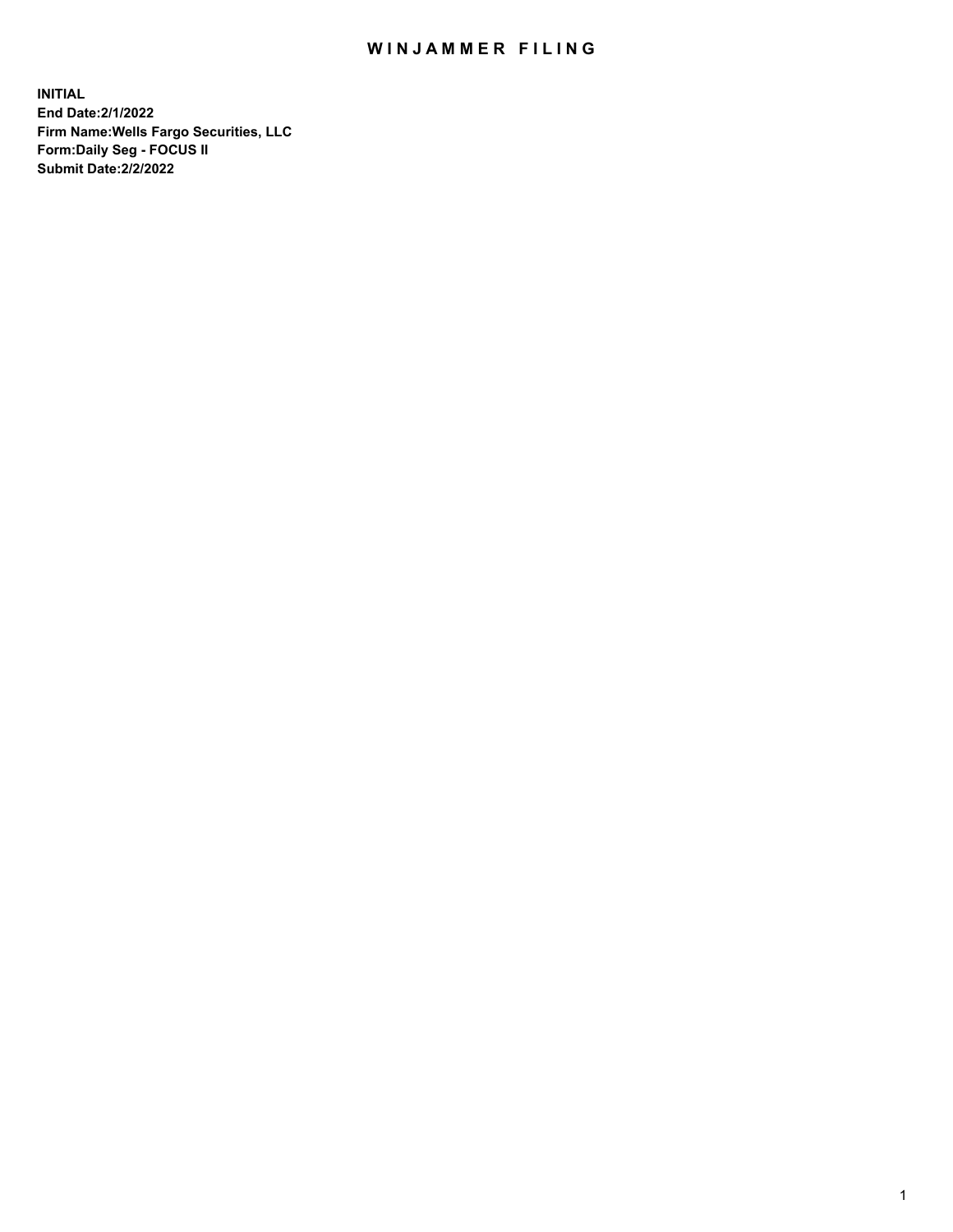# WINJAMMER FILING

**INITIAL**
**End Date:2/1/2022**
**Firm Name:Wells Fargo Securities, LLC**
**Form:Daily Seg - FOCUS II**
**Submit Date:2/2/2022**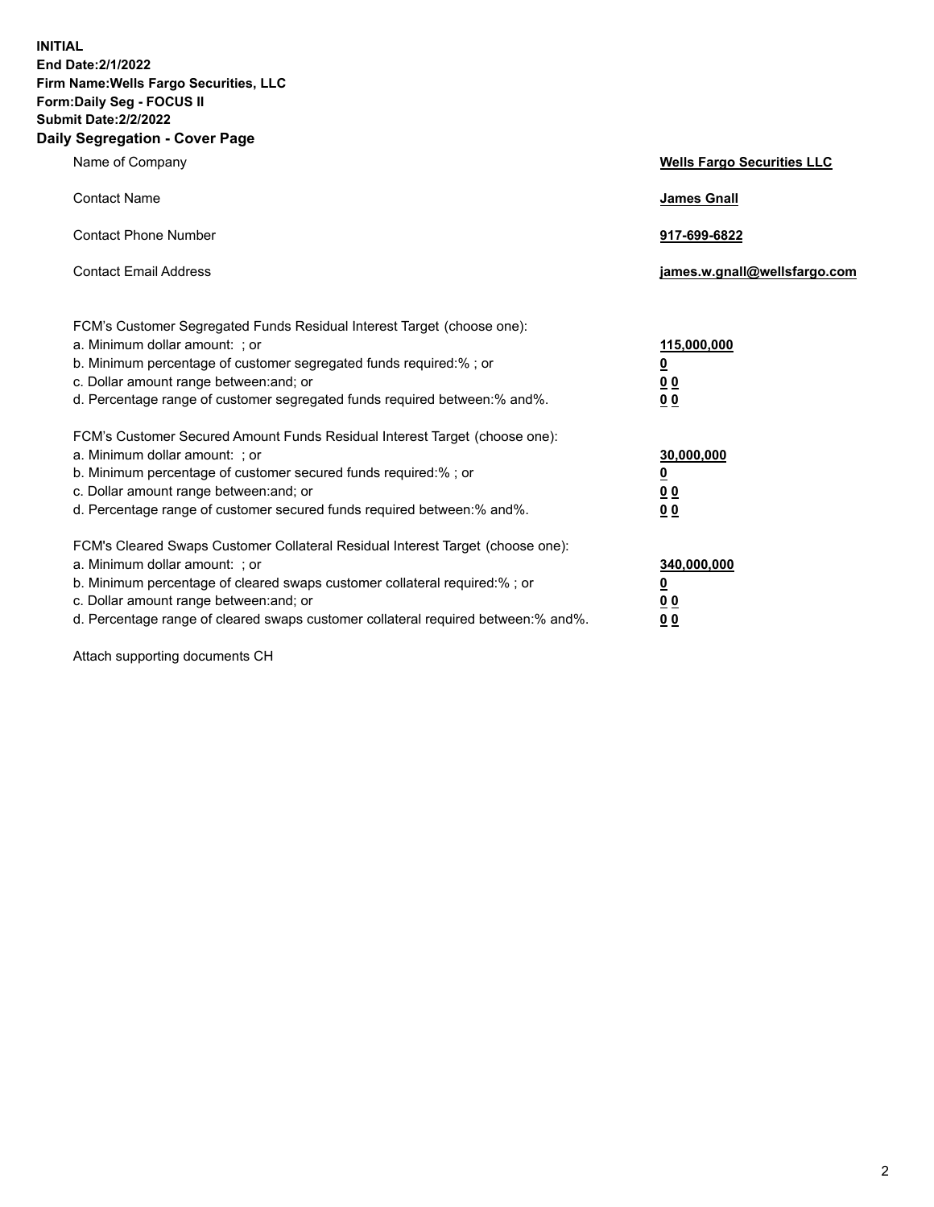**INITIAL**
**End Date:2/1/2022**
**Firm Name:Wells Fargo Securities, LLC**
**Form:Daily Seg - FOCUS II**
**Submit Date:2/2/2022**

## Daily Segregation - Cover Page

| | |
|---|---|
| Name of Company | **Wells Fargo Securities LLC** |
| Contact Name | **James Gnall** |
| Contact Phone Number | **917-699-6822** |
| Contact Email Address | **james.w.gnall@wellsfargo.com** |

| | |
|---|---|
| FCM's Customer Segregated Funds Residual Interest Target (choose one): | |
| a. Minimum dollar amount: ; or | **115,000,000** |
| b. Minimum percentage of customer segregated funds required:% ; or | **0** |
| c. Dollar amount range between:and; or | **0 0** |
| d. Percentage range of customer segregated funds required between:% and%. | **0 0** |
| FCM's Customer Secured Amount Funds Residual Interest Target (choose one): | |
| a. Minimum dollar amount: ; or | **30,000,000** |
| b. Minimum percentage of customer secured funds required:% ; or | **0** |
| c. Dollar amount range between:and; or | **0 0** |
| d. Percentage range of customer secured funds required between:% and%. | **0 0** |
| FCM's Cleared Swaps Customer Collateral Residual Interest Target (choose one): | |
| a. Minimum dollar amount: ; or | **340,000,000** |
| b. Minimum percentage of cleared swaps customer collateral required:% ; or | **0** |
| c. Dollar amount range between:and; or | **0 0** |
| d. Percentage range of cleared swaps customer collateral required between:% and%. | **0 0** |

Attach supporting documents CH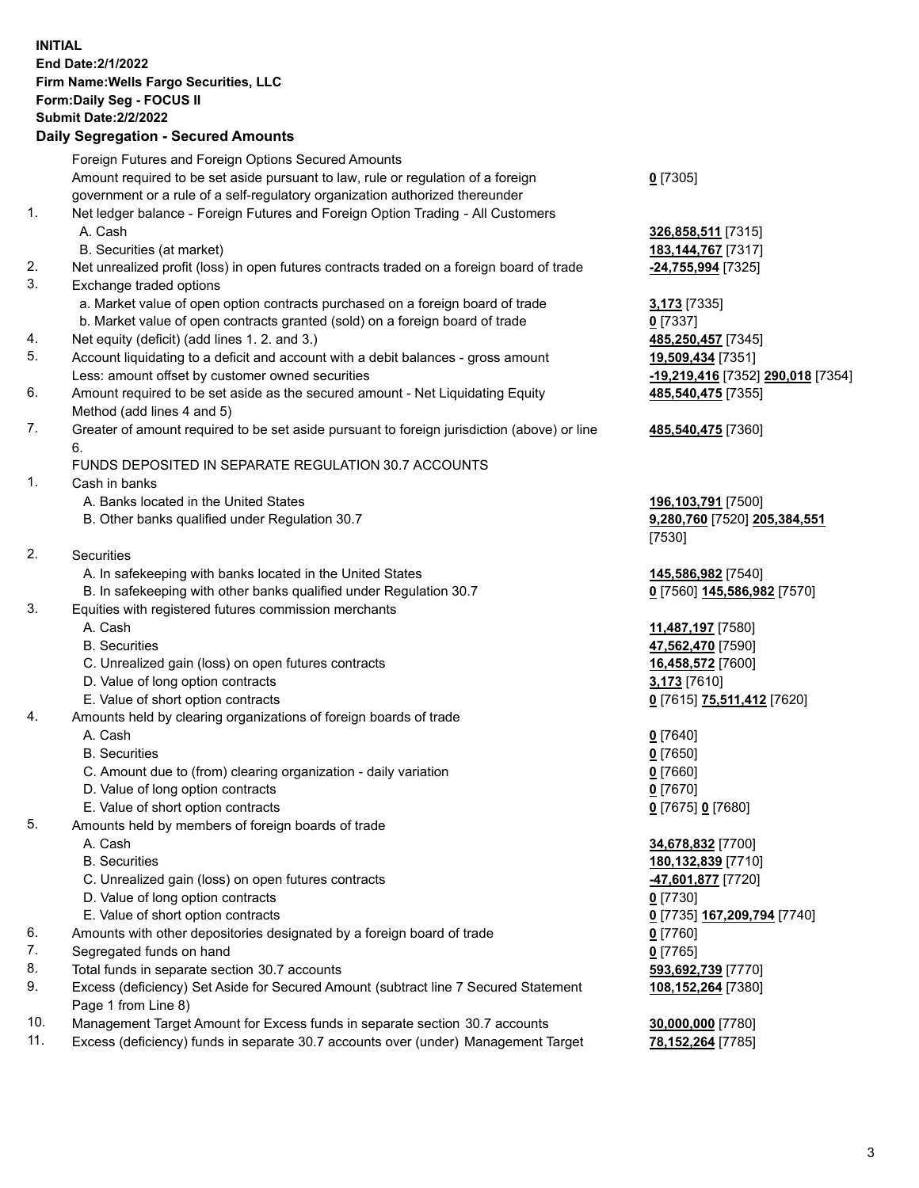**INITIAL**
**End Date:2/1/2022**
**Firm Name:Wells Fargo Securities, LLC**
**Form:Daily Seg - FOCUS II**
**Submit Date:2/2/2022**

## Daily Segregation - Secured Amounts

| | | |
|---|---|---|
| | Foreign Futures and Foreign Options Secured Amounts | |
| | Amount required to be set aside pursuant to law, rule or regulation of a foreign government or a rule of a self-regulatory organization authorized thereunder | **0** [7305] |
| 1. | Net ledger balance - Foreign Futures and Foreign Option Trading - All Customers | |
| | A. Cash | **326,858,511** [7315] |
| | B. Securities (at market) | **183,144,767** [7317] |
| 2. | Net unrealized profit (loss) in open futures contracts traded on a foreign board of trade | **-24,755,994** [7325] |
| 3. | Exchange traded options | |
| | a. Market value of open option contracts purchased on a foreign board of trade | **3,173** [7335] |
| | b. Market value of open contracts granted (sold) on a foreign board of trade | **0** [7337] |
| 4. | Net equity (deficit) (add lines 1. 2. and 3.) | **485,250,457** [7345] |
| 5. | Account liquidating to a deficit and account with a debit balances - gross amount | **19,509,434** [7351] |
| | Less: amount offset by customer owned securities | **-19,219,416** [7352] **290,018** [7354] |
| 6. | Amount required to be set aside as the secured amount - Net Liquidating Equity Method (add lines 4 and 5) | **485,540,475** [7355] |
| 7. | Greater of amount required to be set aside pursuant to foreign jurisdiction (above) or line 6. | **485,540,475** [7360] |
| | FUNDS DEPOSITED IN SEPARATE REGULATION 30.7 ACCOUNTS | |
| 1. | Cash in banks | |
| | A. Banks located in the United States | **196,103,791** [7500] |
| | B. Other banks qualified under Regulation 30.7 | **9,280,760** [7520] **205,384,551** [7530] |
| 2. | Securities | |
| | A. In safekeeping with banks located in the United States | **145,586,982** [7540] |
| | B. In safekeeping with other banks qualified under Regulation 30.7 | **0** [7560] **145,586,982** [7570] |
| 3. | Equities with registered futures commission merchants | |
| | A. Cash | **11,487,197** [7580] |
| | B. Securities | **47,562,470** [7590] |
| | C. Unrealized gain (loss) on open futures contracts | **16,458,572** [7600] |
| | D. Value of long option contracts | **3,173** [7610] |
| | E. Value of short option contracts | **0** [7615] **75,511,412** [7620] |
| 4. | Amounts held by clearing organizations of foreign boards of trade | |
| | A. Cash | **0** [7640] |
| | B. Securities | **0** [7650] |
| | C. Amount due to (from) clearing organization - daily variation | **0** [7660] |
| | D. Value of long option contracts | **0** [7670] |
| | E. Value of short option contracts | **0** [7675] **0** [7680] |
| 5. | Amounts held by members of foreign boards of trade | |
| | A. Cash | **34,678,832** [7700] |
| | B. Securities | **180,132,839** [7710] |
| | C. Unrealized gain (loss) on open futures contracts | **-47,601,877** [7720] |
| | D. Value of long option contracts | **0** [7730] |
| | E. Value of short option contracts | **0** [7735] **167,209,794** [7740] |
| 6. | Amounts with other depositories designated by a foreign board of trade | **0** [7760] |
| 7. | Segregated funds on hand | **0** [7765] |
| 8. | Total funds in separate section 30.7 accounts | **593,692,739** [7770] |
| 9. | Excess (deficiency) Set Aside for Secured Amount (subtract line 7 Secured Statement Page 1 from Line 8) | **108,152,264** [7380] |
| 10. | Management Target Amount for Excess funds in separate section 30.7 accounts | **30,000,000** [7780] |
| 11. | Excess (deficiency) funds in separate 30.7 accounts over (under) Management Target | **78,152,264** [7785] |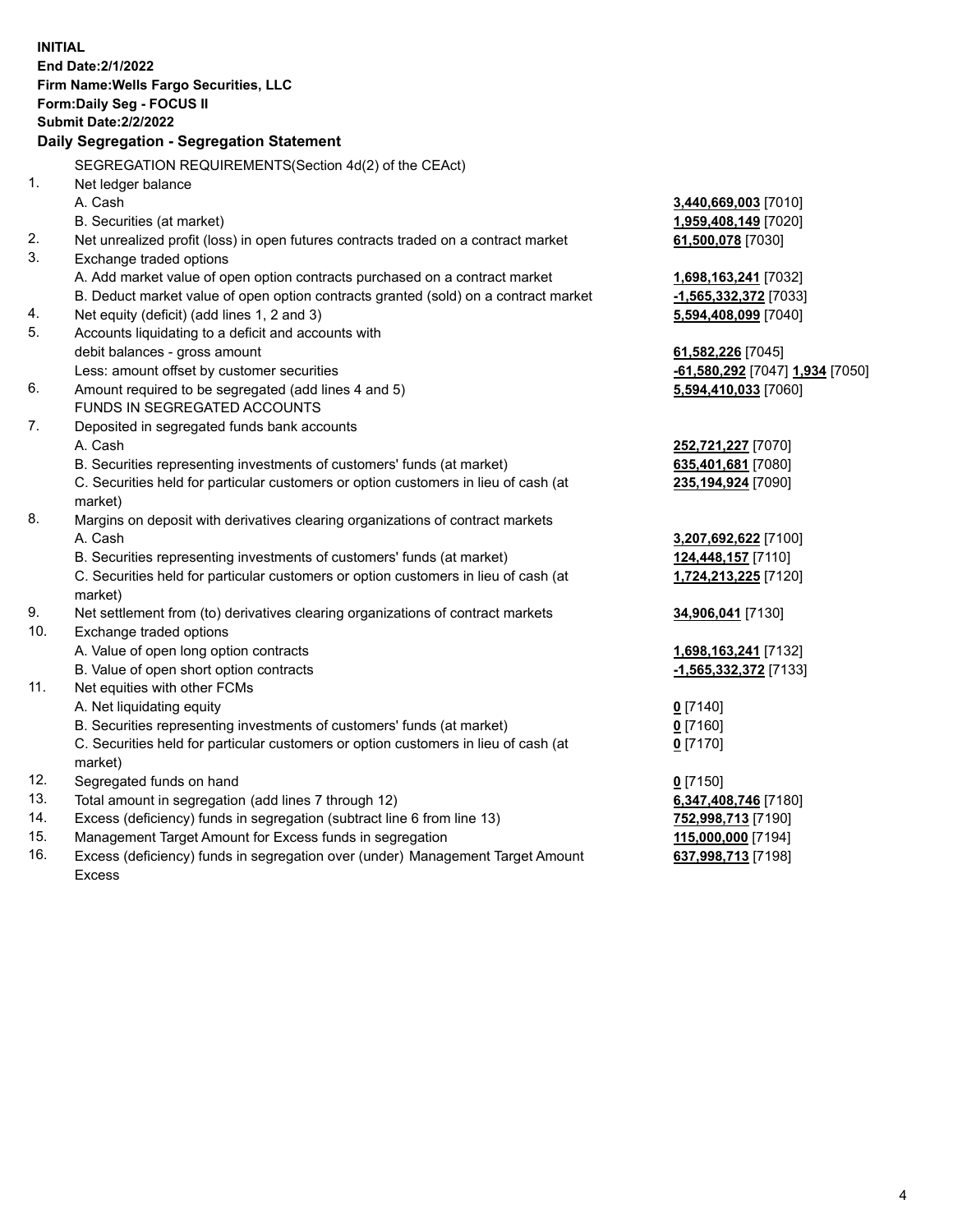**INITIAL**
**End Date:2/1/2022**
**Firm Name:Wells Fargo Securities, LLC**
**Form:Daily Seg - FOCUS II**
**Submit Date:2/2/2022**

**Daily Segregation - Segregation Statement**

SEGREGATION REQUIREMENTS(Section 4d(2) of the CEAct)

| | | |
|---|---|---|
| 1. | Net ledger balance | |
| | A. Cash | **3,440,669,003** [7010] |
| | B. Securities (at market) | **1,959,408,149** [7020] |
| 2. | Net unrealized profit (loss) in open futures contracts traded on a contract market | **61,500,078** [7030] |
| 3. | Exchange traded options | |
| | A. Add market value of open option contracts purchased on a contract market | **1,698,163,241** [7032] |
| | B. Deduct market value of open option contracts granted (sold) on a contract market | **-1,565,332,372** [7033] |
| 4. | Net equity (deficit) (add lines 1, 2 and 3) | **5,594,408,099** [7040] |
| 5. | Accounts liquidating to a deficit and accounts with debit balances - gross amount | **61,582,226** [7045] |
| | Less: amount offset by customer securities | **-61,580,292** [7047] **1,934** [7050] |
| 6. | Amount required to be segregated (add lines 4 and 5) | **5,594,410,033** [7060] |
| | FUNDS IN SEGREGATED ACCOUNTS | |
| 7. | Deposited in segregated funds bank accounts | |
| | A. Cash | **252,721,227** [7070] |
| | B. Securities representing investments of customers' funds (at market) | **635,401,681** [7080] |
| | C. Securities held for particular customers or option customers in lieu of cash (at market) | **235,194,924** [7090] |
| 8. | Margins on deposit with derivatives clearing organizations of contract markets | |
| | A. Cash | **3,207,692,622** [7100] |
| | B. Securities representing investments of customers' funds (at market) | **124,448,157** [7110] |
| | C. Securities held for particular customers or option customers in lieu of cash (at market) | **1,724,213,225** [7120] |
| 9. | Net settlement from (to) derivatives clearing organizations of contract markets | **34,906,041** [7130] |
| 10. | Exchange traded options | |
| | A. Value of open long option contracts | **1,698,163,241** [7132] |
| | B. Value of open short option contracts | **-1,565,332,372** [7133] |
| 11. | Net equities with other FCMs | |
| | A. Net liquidating equity | **0** [7140] |
| | B. Securities representing investments of customers' funds (at market) | **0** [7160] |
| | C. Securities held for particular customers or option customers in lieu of cash (at market) | **0** [7170] |
| 12. | Segregated funds on hand | **0** [7150] |
| 13. | Total amount in segregation (add lines 7 through 12) | **6,347,408,746** [7180] |
| 14. | Excess (deficiency) funds in segregation (subtract line 6 from line 13) | **752,998,713** [7190] |
| 15. | Management Target Amount for Excess funds in segregation | **115,000,000** [7194] |
| 16. | Excess (deficiency) funds in segregation over (under) Management Target Amount Excess | **637,998,713** [7198] |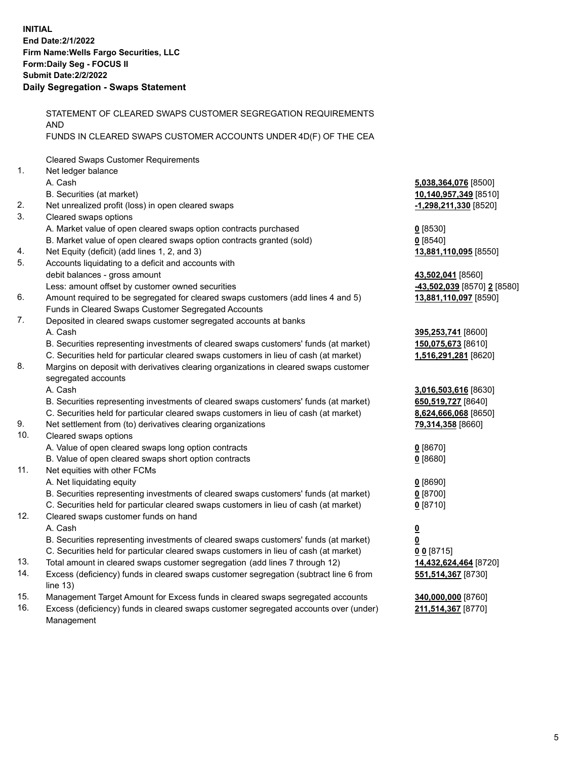**INITIAL**
**End Date:2/1/2022**
**Firm Name:Wells Fargo Securities, LLC**
**Form:Daily Seg - FOCUS II**
**Submit Date:2/2/2022**
**Daily Segregation - Swaps Statement**

STATEMENT OF CLEARED SWAPS CUSTOMER SEGREGATION REQUIREMENTS AND FUNDS IN CLEARED SWAPS CUSTOMER ACCOUNTS UNDER 4D(F) OF THE CEA

| | | |
|---|---|---|
| | Cleared Swaps Customer Requirements | |
| 1. | Net ledger balance | |
| | A. Cash | **5,038,364,076** [8500] |
| | B. Securities (at market) | **10,140,957,349** [8510] |
| 2. | Net unrealized profit (loss) in open cleared swaps | **-1,298,211,330** [8520] |
| 3. | Cleared swaps options | |
| | A. Market value of open cleared swaps option contracts purchased | **0** [8530] |
| | B. Market value of open cleared swaps option contracts granted (sold) | **0** [8540] |
| 4. | Net Equity (deficit) (add lines 1, 2, and 3) | **13,881,110,095** [8550] |
| 5. | Accounts liquidating to a deficit and accounts with debit balances - gross amount | **43,502,041** [8560] |
| | Less: amount offset by customer owned securities | **-43,502,039** [8570] **2** [8580] |
| 6. | Amount required to be segregated for cleared swaps customers (add lines 4 and 5) | **13,881,110,097** [8590] |
| | Funds in Cleared Swaps Customer Segregated Accounts | |
| 7. | Deposited in cleared swaps customer segregated accounts at banks | |
| | A. Cash | **395,253,741** [8600] |
| | B. Securities representing investments of cleared swaps customers' funds (at market) | **150,075,673** [8610] |
| | C. Securities held for particular cleared swaps customers in lieu of cash (at market) | **1,516,291,281** [8620] |
| 8. | Margins on deposit with derivatives clearing organizations in cleared swaps customer segregated accounts | |
| | A. Cash | **3,016,503,616** [8630] |
| | B. Securities representing investments of cleared swaps customers' funds (at market) | **650,519,727** [8640] |
| | C. Securities held for particular cleared swaps customers in lieu of cash (at market) | **8,624,666,068** [8650] |
| 9. | Net settlement from (to) derivatives clearing organizations | **79,314,358** [8660] |
| 10. | Cleared swaps options | |
| | A. Value of open cleared swaps long option contracts | **0** [8670] |
| | B. Value of open cleared swaps short option contracts | **0** [8680] |
| 11. | Net equities with other FCMs | |
| | A. Net liquidating equity | **0** [8690] |
| | B. Securities representing investments of cleared swaps customers' funds (at market) | **0** [8700] |
| | C. Securities held for particular cleared swaps customers in lieu of cash (at market) | **0** [8710] |
| 12. | Cleared swaps customer funds on hand | |
| | A. Cash | **0** |
| | B. Securities representing investments of cleared swaps customers' funds (at market) | **0** |
| | C. Securities held for particular cleared swaps customers in lieu of cash (at market) | **0** **0** [8715] |
| 13. | Total amount in cleared swaps customer segregation (add lines 7 through 12) | **14,432,624,464** [8720] |
| 14. | Excess (deficiency) funds in cleared swaps customer segregation (subtract line 6 from line 13) | **551,514,367** [8730] |
| 15. | Management Target Amount for Excess funds in cleared swaps segregated accounts | **340,000,000** [8760] |
| 16. | Excess (deficiency) funds in cleared swaps customer segregated accounts over (under) Management | **211,514,367** [8770] |